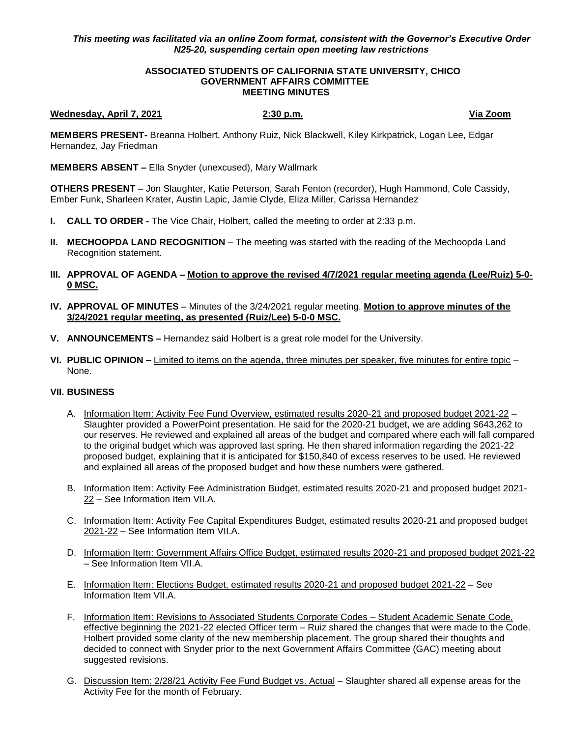*This meeting was facilitated via an online Zoom format, consistent with the Governor's Executive Order N25-20, suspending certain open meeting law restrictions*

**ASSOCIATED STUDENTS OF CALIFORNIA STATE UNIVERSITY, CHICO**
**GOVERNMENT AFFAIRS COMMITTEE**
**MEETING MINUTES**

**Wednesday, April 7, 2021** **2:30 p.m.** **Via Zoom**

**MEMBERS PRESENT-** Breanna Holbert, Anthony Ruiz, Nick Blackwell, Kiley Kirkpatrick, Logan Lee, Edgar Hernandez, Jay Friedman

**MEMBERS ABSENT –** Ella Snyder (unexcused), Mary Wallmark

**OTHERS PRESENT** – Jon Slaughter, Katie Peterson, Sarah Fenton (recorder), Hugh Hammond, Cole Cassidy, Ember Funk, Sharleen Krater, Austin Lapic, Jamie Clyde, Eliza Miller, Carissa Hernandez

**I. CALL TO ORDER -** The Vice Chair, Holbert, called the meeting to order at 2:33 p.m.

**II. MECHOOPDA LAND RECOGNITION** – The meeting was started with the reading of the Mechoopda Land Recognition statement.

**III. APPROVAL OF AGENDA – Motion to approve the revised 4/7/2021 regular meeting agenda (Lee/Ruiz) 5-0-0 MSC.**

**IV. APPROVAL OF MINUTES** – Minutes of the 3/24/2021 regular meeting. **Motion to approve minutes of the 3/24/2021 regular meeting, as presented (Ruiz/Lee) 5-0-0 MSC.**

**V. ANNOUNCEMENTS –** Hernandez said Holbert is a great role model for the University.

**VI. PUBLIC OPINION –** Limited to items on the agenda, three minutes per speaker, five minutes for entire topic – None.

**VII. BUSINESS**

A. Information Item: Activity Fee Fund Overview, estimated results 2020-21 and proposed budget 2021-22 – Slaughter provided a PowerPoint presentation. He said for the 2020-21 budget, we are adding $643,262 to our reserves. He reviewed and explained all areas of the budget and compared where each will fall compared to the original budget which was approved last spring. He then shared information regarding the 2021-22 proposed budget, explaining that it is anticipated for $150,840 of excess reserves to be used. He reviewed and explained all areas of the proposed budget and how these numbers were gathered.

B. Information Item: Activity Fee Administration Budget, estimated results 2020-21 and proposed budget 2021-22 – See Information Item VII.A.

C. Information Item: Activity Fee Capital Expenditures Budget, estimated results 2020-21 and proposed budget 2021-22 – See Information Item VII.A.

D. Information Item: Government Affairs Office Budget, estimated results 2020-21 and proposed budget 2021-22 – See Information Item VII.A.

E. Information Item: Elections Budget, estimated results 2020-21 and proposed budget 2021-22 – See Information Item VII.A.

F. Information Item: Revisions to Associated Students Corporate Codes – Student Academic Senate Code, effective beginning the 2021-22 elected Officer term – Ruiz shared the changes that were made to the Code. Holbert provided some clarity of the new membership placement. The group shared their thoughts and decided to connect with Snyder prior to the next Government Affairs Committee (GAC) meeting about suggested revisions.

G. Discussion Item: 2/28/21 Activity Fee Fund Budget vs. Actual – Slaughter shared all expense areas for the Activity Fee for the month of February.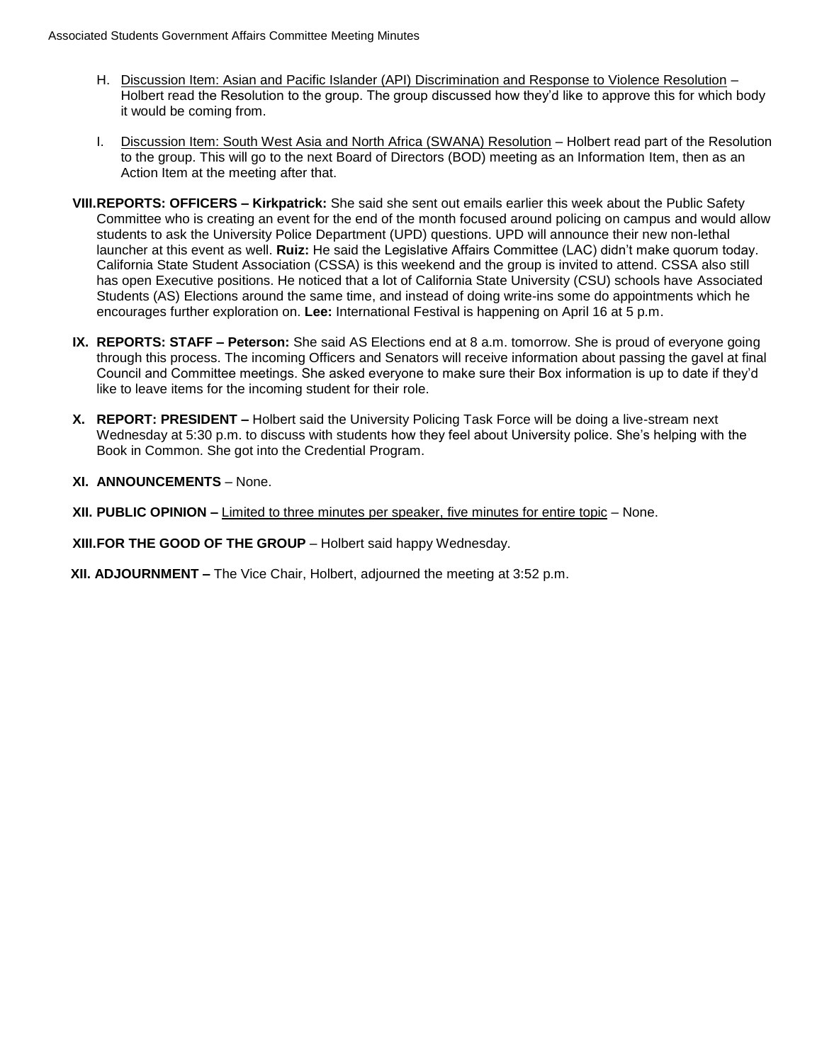H. <u>Discussion Item: Asian and Pacific Islander (API) Discrimination and Response to Violence Resolution</u> – Holbert read the Resolution to the group. The group discussed how they'd like to approve this for which body it would be coming from.

I. <u>Discussion Item: South West Asia and North Africa (SWANA) Resolution</u> – Holbert read part of the Resolution to the group. This will go to the next Board of Directors (BOD) meeting as an Information Item, then as an Action Item at the meeting after that.

**VIII. REPORTS: OFFICERS – Kirkpatrick:** She said she sent out emails earlier this week about the Public Safety Committee who is creating an event for the end of the month focused around policing on campus and would allow students to ask the University Police Department (UPD) questions. UPD will announce their new non-lethal launcher at this event as well. **Ruiz:** He said the Legislative Affairs Committee (LAC) didn't make quorum today. California State Student Association (CSSA) is this weekend and the group is invited to attend. CSSA also still has open Executive positions. He noticed that a lot of California State University (CSU) schools have Associated Students (AS) Elections around the same time, and instead of doing write-ins some do appointments which he encourages further exploration on. **Lee:** International Festival is happening on April 16 at 5 p.m.

**IX. REPORTS: STAFF – Peterson:** She said AS Elections end at 8 a.m. tomorrow. She is proud of everyone going through this process. The incoming Officers and Senators will receive information about passing the gavel at final Council and Committee meetings. She asked everyone to make sure their Box information is up to date if they'd like to leave items for the incoming student for their role.

**X. REPORT: PRESIDENT –** Holbert said the University Policing Task Force will be doing a live-stream next Wednesday at 5:30 p.m. to discuss with students how they feel about University police. She's helping with the Book in Common. She got into the Credential Program.

**XI. ANNOUNCEMENTS** – None.

**XII. PUBLIC OPINION –** <u>Limited to three minutes per speaker, five minutes for entire topic</u> – None.

**XIII. FOR THE GOOD OF THE GROUP** – Holbert said happy Wednesday.

**XII. ADJOURNMENT –** The Vice Chair, Holbert, adjourned the meeting at 3:52 p.m.